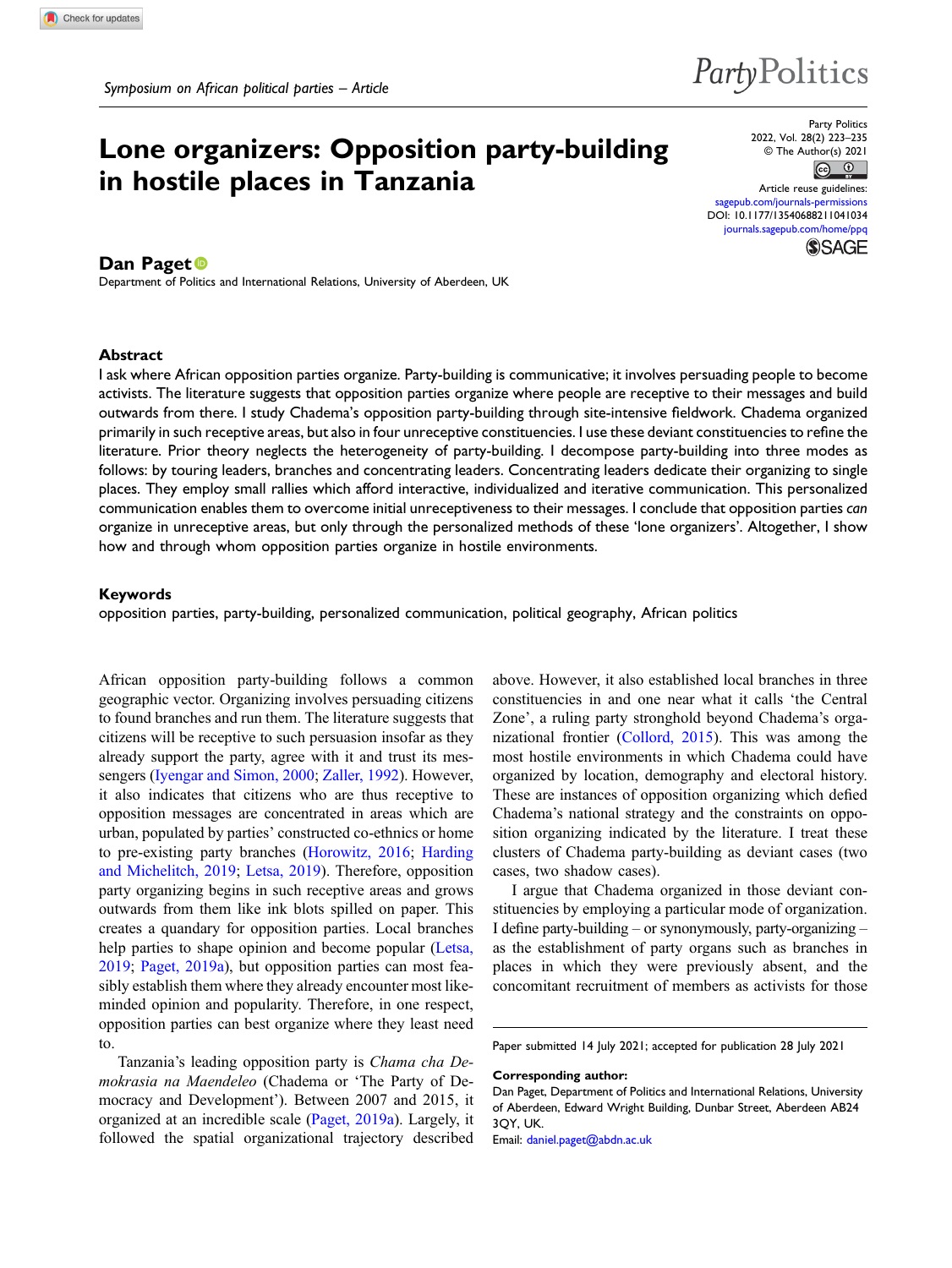Symposium on African political parties – Article

# Lone organizers: Opposition party-building in hostile places in Tanzania

**Dan Paget**

Department of Politics and International Relations, University of Aberdeen, UK

## Abstract

I ask where African opposition parties organize. Party-building is communicative; it involves persuading people to become activists. The literature suggests that opposition parties organize where people are receptive to their messages and build outwards from there. I study Chadema's opposition party-building through site-intensive fieldwork. Chadema organized primarily in such receptive areas, but also in four unreceptive constituencies. I use these deviant constituencies to refine the literature. Prior theory neglects the heterogeneity of party-building. I decompose party-building into three modes as follows: by touring leaders, branches and concentrating leaders. Concentrating leaders dedicate their organizing to single places. They employ small rallies which afford interactive, individualized and iterative communication. This personalized communication enables them to overcome initial unreceptiveness to their messages. I conclude that opposition parties *can* organize in unreceptive areas, but only through the personalized methods of these 'lone organizers'. Altogether, I show how and through whom opposition parties organize in hostile environments.

## Keywords

opposition parties, party-building, personalized communication, political geography, African politics

African opposition party-building follows a common geographic vector. Organizing involves persuading citizens to found branches and run them. The literature suggests that citizens will be receptive to such persuasion insofar as they already support the party, agree with it and trust its messengers (Iyengar and Simon, 2000; Zaller, 1992). However, it also indicates that citizens who are thus receptive to opposition messages are concentrated in areas which are urban, populated by parties' constructed co-ethnics or home to pre-existing party branches (Horowitz, 2016; Harding and Michelitch, 2019; Letsa, 2019). Therefore, opposition party organizing begins in such receptive areas and grows outwards from them like ink blots spilled on paper. This creates a quandary for opposition parties. Local branches help parties to shape opinion and become popular (Letsa, 2019; Paget, 2019a), but opposition parties can most feasibly establish them where they already encounter most like-minded opinion and popularity. Therefore, in one respect, opposition parties can best organize where they least need to.

Tanzania's leading opposition party is *Chama cha Demokrasia na Maendeleo* (Chadema or 'The Party of Democracy and Development'). Between 2007 and 2015, it organized at an incredible scale (Paget, 2019a). Largely, it followed the spatial organizational trajectory described above. However, it also established local branches in three constituencies in and one near what it calls 'the Central Zone', a ruling party stronghold beyond Chadema's organizational frontier (Collord, 2015). This was among the most hostile environments in which Chadema could have organized by location, demography and electoral history. These are instances of opposition organizing which defied Chadema's national strategy and the constraints on opposition organizing indicated by the literature. I treat these clusters of Chadema party-building as deviant cases (two cases, two shadow cases).

I argue that Chadema organized in those deviant constituencies by employing a particular mode of organization. I define party-building – or synonymously, party-organizing – as the establishment of party organs such as branches in places in which they were previously absent, and the concomitant recruitment of members as activists for those

Paper submitted 14 July 2021; accepted for publication 28 July 2021

**Corresponding author:**
Dan Paget, Department of Politics and International Relations, University of Aberdeen, Edward Wright Building, Dunbar Street, Aberdeen AB24 3QY, UK.
Email: daniel.paget@abdn.ac.uk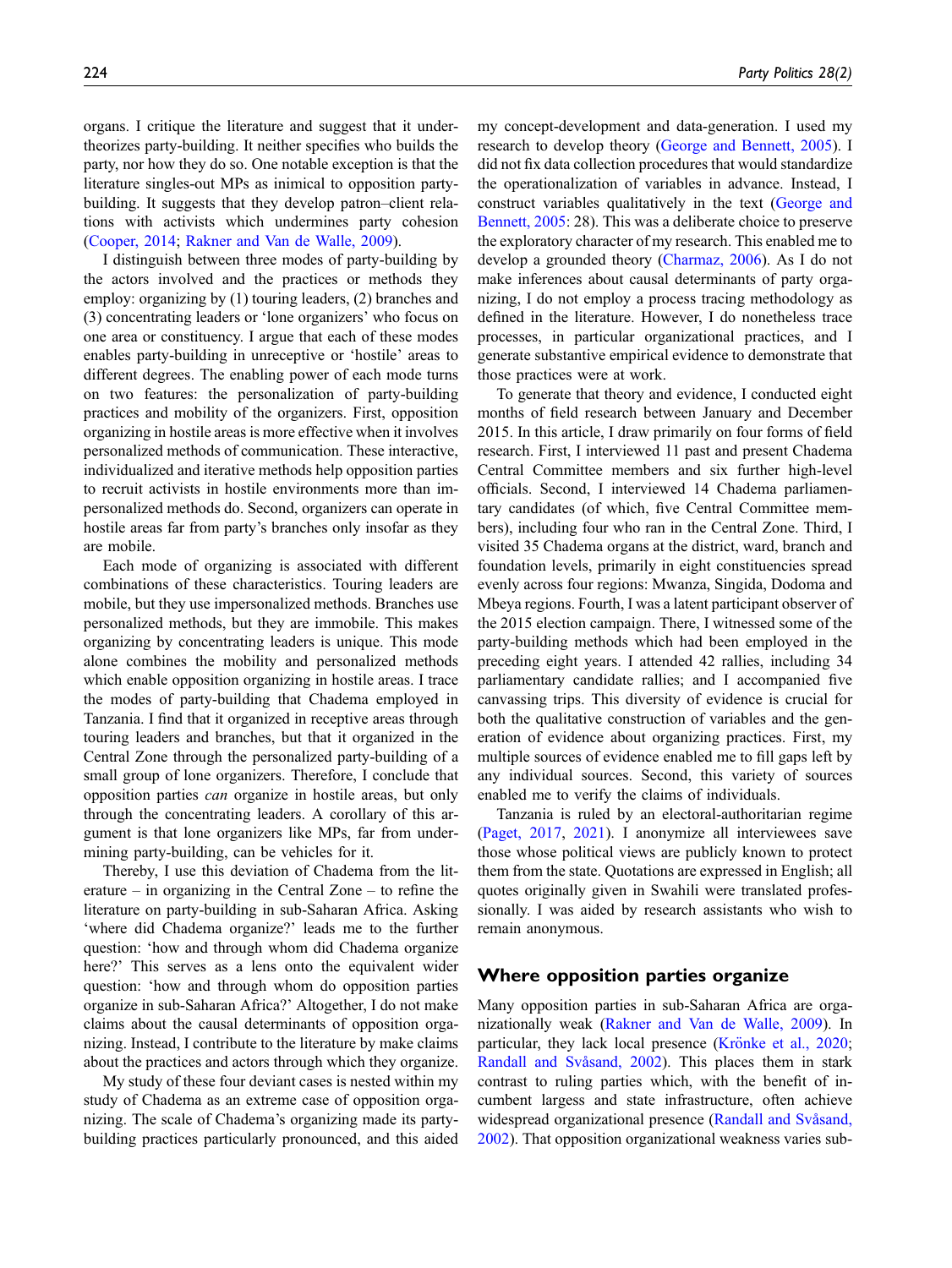organs. I critique the literature and suggest that it undertheorizes party-building. It neither specifies who builds the party, nor how they do so. One notable exception is that the literature singles-out MPs as inimical to opposition party-building. It suggests that they develop patron–client relations with activists which undermines party cohesion (Cooper, 2014; Rakner and Van de Walle, 2009).

I distinguish between three modes of party-building by the actors involved and the practices or methods they employ: organizing by (1) touring leaders, (2) branches and (3) concentrating leaders or 'lone organizers' who focus on one area or constituency. I argue that each of these modes enables party-building in unreceptive or 'hostile' areas to different degrees. The enabling power of each mode turns on two features: the personalization of party-building practices and mobility of the organizers. First, opposition organizing in hostile areas is more effective when it involves personalized methods of communication. These interactive, individualized and iterative methods help opposition parties to recruit activists in hostile environments more than impersonalized methods do. Second, organizers can operate in hostile areas far from party's branches only insofar as they are mobile.

Each mode of organizing is associated with different combinations of these characteristics. Touring leaders are mobile, but they use impersonalized methods. Branches use personalized methods, but they are immobile. This makes organizing by concentrating leaders is unique. This mode alone combines the mobility and personalized methods which enable opposition organizing in hostile areas. I trace the modes of party-building that Chadema employed in Tanzania. I find that it organized in receptive areas through touring leaders and branches, but that it organized in the Central Zone through the personalized party-building of a small group of lone organizers. Therefore, I conclude that opposition parties *can* organize in hostile areas, but only through the concentrating leaders. A corollary of this argument is that lone organizers like MPs, far from undermining party-building, can be vehicles for it.

Thereby, I use this deviation of Chadema from the literature – in organizing in the Central Zone – to refine the literature on party-building in sub-Saharan Africa. Asking 'where did Chadema organize?' leads me to the further question: 'how and through whom did Chadema organize here?' This serves as a lens onto the equivalent wider question: 'how and through whom do opposition parties organize in sub-Saharan Africa?' Altogether, I do not make claims about the causal determinants of opposition organizing. Instead, I contribute to the literature by make claims about the practices and actors through which they organize.

My study of these four deviant cases is nested within my study of Chadema as an extreme case of opposition organizing. The scale of Chadema's organizing made its party-building practices particularly pronounced, and this aided my concept-development and data-generation. I used my research to develop theory (George and Bennett, 2005). I did not fix data collection procedures that would standardize the operationalization of variables in advance. Instead, I construct variables qualitatively in the text (George and Bennett, 2005: 28). This was a deliberate choice to preserve the exploratory character of my research. This enabled me to develop a grounded theory (Charmaz, 2006). As I do not make inferences about causal determinants of party organizing, I do not employ a process tracing methodology as defined in the literature. However, I do nonetheless trace processes, in particular organizational practices, and I generate substantive empirical evidence to demonstrate that those practices were at work.

To generate that theory and evidence, I conducted eight months of field research between January and December 2015. In this article, I draw primarily on four forms of field research. First, I interviewed 11 past and present Chadema Central Committee members and six further high-level officials. Second, I interviewed 14 Chadema parliamentary candidates (of which, five Central Committee members), including four who ran in the Central Zone. Third, I visited 35 Chadema organs at the district, ward, branch and foundation levels, primarily in eight constituencies spread evenly across four regions: Mwanza, Singida, Dodoma and Mbeya regions. Fourth, I was a latent participant observer of the 2015 election campaign. There, I witnessed some of the party-building methods which had been employed in the preceding eight years. I attended 42 rallies, including 34 parliamentary candidate rallies; and I accompanied five canvassing trips. This diversity of evidence is crucial for both the qualitative construction of variables and the generation of evidence about organizing practices. First, my multiple sources of evidence enabled me to fill gaps left by any individual sources. Second, this variety of sources enabled me to verify the claims of individuals.

Tanzania is ruled by an electoral-authoritarian regime (Paget, 2017, 2021). I anonymize all interviewees save those whose political views are publicly known to protect them from the state. Quotations are expressed in English; all quotes originally given in Swahili were translated professionally. I was aided by research assistants who wish to remain anonymous.

## Where opposition parties organize

Many opposition parties in sub-Saharan Africa are organizationally weak (Rakner and Van de Walle, 2009). In particular, they lack local presence (Krönke et al., 2020; Randall and Svåsand, 2002). This places them in stark contrast to ruling parties which, with the benefit of incumbent largess and state infrastructure, often achieve widespread organizational presence (Randall and Svåsand, 2002). That opposition organizational weakness varies sub-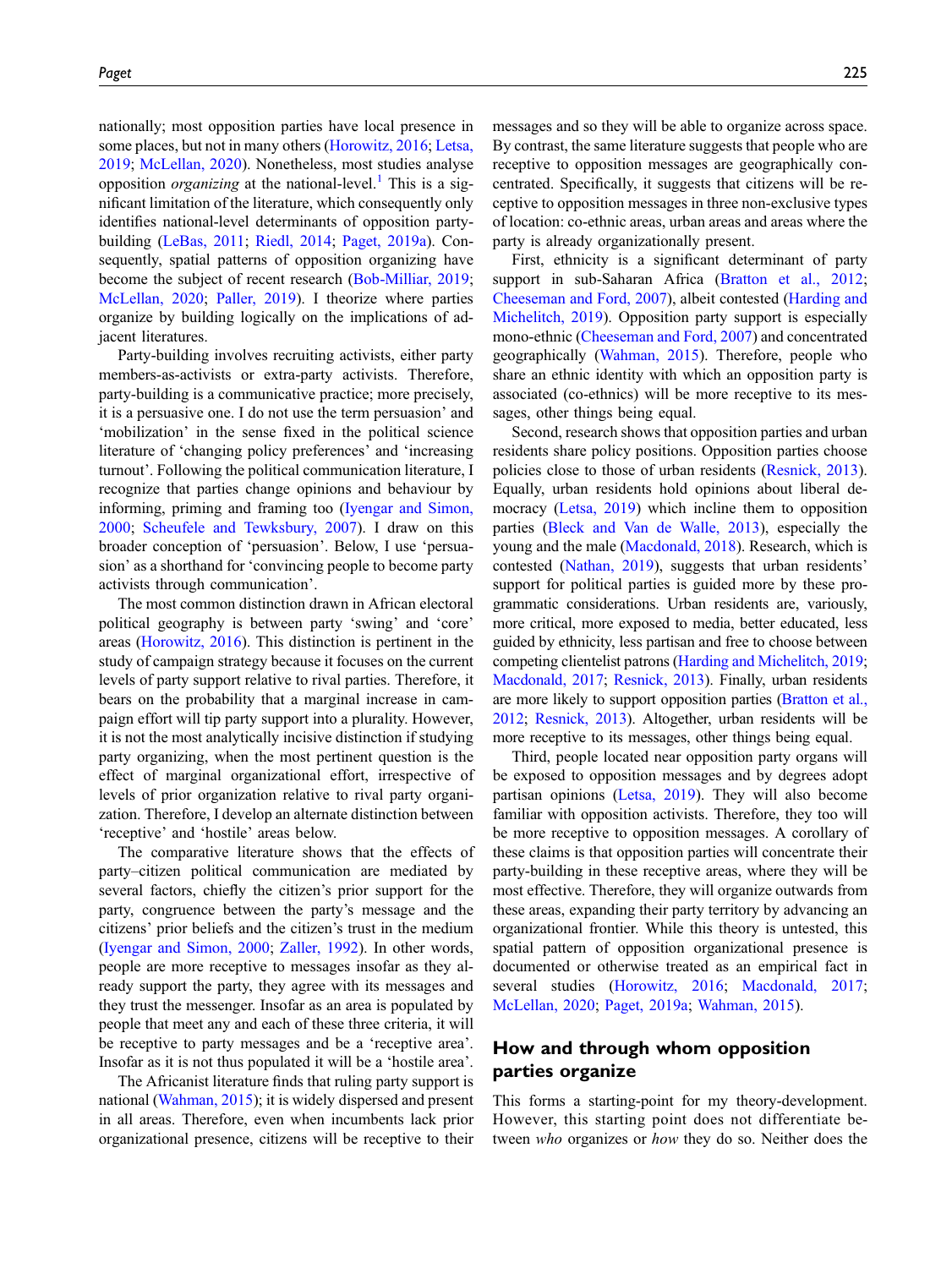nationally; most opposition parties have local presence in some places, but not in many others (Horowitz, 2016; Letsa, 2019; McLellan, 2020). Nonetheless, most studies analyse opposition *organizing* at the national-level.[1] This is a significant limitation of the literature, which consequently only identifies national-level determinants of opposition party-building (LeBas, 2011; Riedl, 2014; Paget, 2019a). Consequently, spatial patterns of opposition organizing have become the subject of recent research (Bob-Milliar, 2019; McLellan, 2020; Paller, 2019). I theorize where parties organize by building logically on the implications of adjacent literatures.

Party-building involves recruiting activists, either party members-as-activists or extra-party activists. Therefore, party-building is a communicative practice; more precisely, it is a persuasive one. I do not use the term persuasion' and 'mobilization' in the sense fixed in the political science literature of 'changing policy preferences' and 'increasing turnout'. Following the political communication literature, I recognize that parties change opinions and behaviour by informing, priming and framing too (Iyengar and Simon, 2000; Scheufele and Tewksbury, 2007). I draw on this broader conception of 'persuasion'. Below, I use 'persuasion' as a shorthand for 'convincing people to become party activists through communication'.

The most common distinction drawn in African electoral political geography is between party 'swing' and 'core' areas (Horowitz, 2016). This distinction is pertinent in the study of campaign strategy because it focuses on the current levels of party support relative to rival parties. Therefore, it bears on the probability that a marginal increase in campaign effort will tip party support into a plurality. However, it is not the most analytically incisive distinction if studying party organizing, when the most pertinent question is the effect of marginal organizational effort, irrespective of levels of prior organization relative to rival party organization. Therefore, I develop an alternate distinction between 'receptive' and 'hostile' areas below.

The comparative literature shows that the effects of party–citizen political communication are mediated by several factors, chiefly the citizen's prior support for the party, congruence between the party's message and the citizens' prior beliefs and the citizen's trust in the medium (Iyengar and Simon, 2000; Zaller, 1992). In other words, people are more receptive to messages insofar as they already support the party, they agree with its messages and they trust the messenger. Insofar as an area is populated by people that meet any and each of these three criteria, it will be receptive to party messages and be a 'receptive area'. Insofar as it is not thus populated it will be a 'hostile area'.

The Africanist literature finds that ruling party support is national (Wahman, 2015); it is widely dispersed and present in all areas. Therefore, even when incumbents lack prior organizational presence, citizens will be receptive to their messages and so they will be able to organize across space. By contrast, the same literature suggests that people who are receptive to opposition messages are geographically concentrated. Specifically, it suggests that citizens will be receptive to opposition messages in three non-exclusive types of location: co-ethnic areas, urban areas and areas where the party is already organizationally present.

First, ethnicity is a significant determinant of party support in sub-Saharan Africa (Bratton et al., 2012; Cheeseman and Ford, 2007), albeit contested (Harding and Michelitch, 2019). Opposition party support is especially mono-ethnic (Cheeseman and Ford, 2007) and concentrated geographically (Wahman, 2015). Therefore, people who share an ethnic identity with which an opposition party is associated (co-ethnics) will be more receptive to its messages, other things being equal.

Second, research shows that opposition parties and urban residents share policy positions. Opposition parties choose policies close to those of urban residents (Resnick, 2013). Equally, urban residents hold opinions about liberal democracy (Letsa, 2019) which incline them to opposition parties (Bleck and Van de Walle, 2013), especially the young and the male (Macdonald, 2018). Research, which is contested (Nathan, 2019), suggests that urban residents' support for political parties is guided more by these programmatic considerations. Urban residents are, variously, more critical, more exposed to media, better educated, less guided by ethnicity, less partisan and free to choose between competing clientelist patrons (Harding and Michelitch, 2019; Macdonald, 2017; Resnick, 2013). Finally, urban residents are more likely to support opposition parties (Bratton et al., 2012; Resnick, 2013). Altogether, urban residents will be more receptive to its messages, other things being equal.

Third, people located near opposition party organs will be exposed to opposition messages and by degrees adopt partisan opinions (Letsa, 2019). They will also become familiar with opposition activists. Therefore, they too will be more receptive to opposition messages. A corollary of these claims is that opposition parties will concentrate their party-building in these receptive areas, where they will be most effective. Therefore, they will organize outwards from these areas, expanding their party territory by advancing an organizational frontier. While this theory is untested, this spatial pattern of opposition organizational presence is documented or otherwise treated as an empirical fact in several studies (Horowitz, 2016; Macdonald, 2017; McLellan, 2020; Paget, 2019a; Wahman, 2015).

## How and through whom opposition parties organize

This forms a starting-point for my theory-development. However, this starting point does not differentiate between *who* organizes or *how* they do so. Neither does the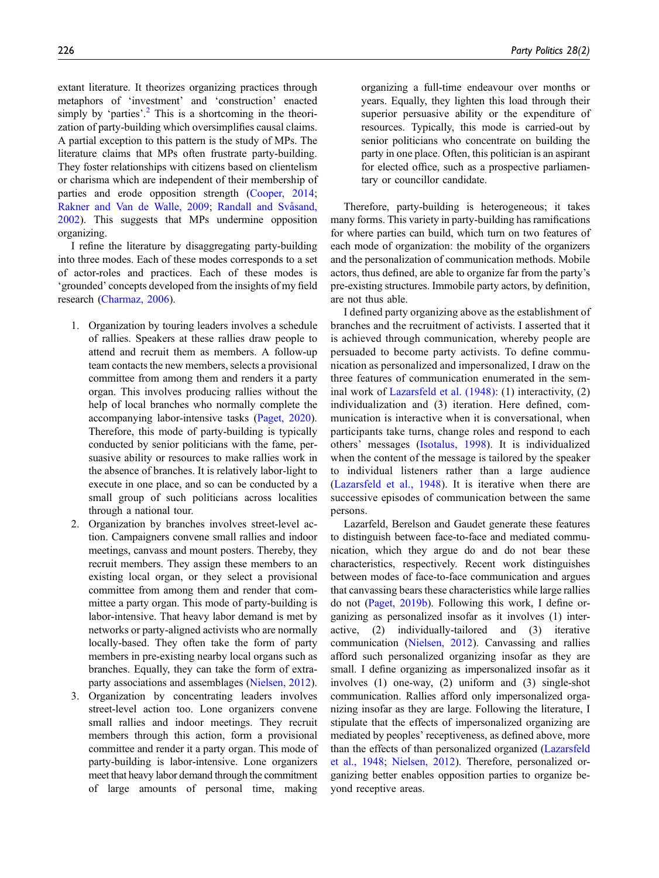extant literature. It theorizes organizing practices through metaphors of 'investment' and 'construction' enacted simply by 'parties'.[2] This is a shortcoming in the theorization of party-building which oversimplifies causal claims. A partial exception to this pattern is the study of MPs. The literature claims that MPs often frustrate party-building. They foster relationships with citizens based on clientelism or charisma which are independent of their membership of parties and erode opposition strength (Cooper, 2014; Rakner and Van de Walle, 2009; Randall and Svåsand, 2002). This suggests that MPs undermine opposition organizing.

I refine the literature by disaggregating party-building into three modes. Each of these modes corresponds to a set of actor-roles and practices. Each of these modes is 'grounded' concepts developed from the insights of my field research (Charmaz, 2006).

1. Organization by touring leaders involves a schedule of rallies. Speakers at these rallies draw people to attend and recruit them as members. A follow-up team contacts the new members, selects a provisional committee from among them and renders it a party organ. This involves producing rallies without the help of local branches who normally complete the accompanying labor-intensive tasks (Paget, 2020). Therefore, this mode of party-building is typically conducted by senior politicians with the fame, persuasive ability or resources to make rallies work in the absence of branches. It is relatively labor-light to execute in one place, and so can be conducted by a small group of such politicians across localities through a national tour.
2. Organization by branches involves street-level action. Campaigners convene small rallies and indoor meetings, canvass and mount posters. Thereby, they recruit members. They assign these members to an existing local organ, or they select a provisional committee from among them and render that committee a party organ. This mode of party-building is labor-intensive. That heavy labor demand is met by networks or party-aligned activists who are normally locally-based. They often take the form of party members in pre-existing nearby local organs such as branches. Equally, they can take the form of extra-party associations and assemblages (Nielsen, 2012).
3. Organization by concentrating leaders involves street-level action too. Lone organizers convene small rallies and indoor meetings. They recruit members through this action, form a provisional committee and render it a party organ. This mode of party-building is labor-intensive. Lone organizers meet that heavy labor demand through the commitment of large amounts of personal time, making organizing a full-time endeavour over months or years. Equally, they lighten this load through their superior persuasive ability or the expenditure of resources. Typically, this mode is carried-out by senior politicians who concentrate on building the party in one place. Often, this politician is an aspirant for elected office, such as a prospective parliamentary or councillor candidate.

Therefore, party-building is heterogeneous; it takes many forms. This variety in party-building has ramifications for where parties can build, which turn on two features of each mode of organization: the mobility of the organizers and the personalization of communication methods. Mobile actors, thus defined, are able to organize far from the party's pre-existing structures. Immobile party actors, by definition, are not thus able.

I defined party organizing above as the establishment of branches and the recruitment of activists. I asserted that it is achieved through communication, whereby people are persuaded to become party activists. To define communication as personalized and impersonalized, I draw on the three features of communication enumerated in the seminal work of Lazarsfeld et al. (1948): (1) interactivity, (2) individualization and (3) iteration. Here defined, communication is interactive when it is conversational, when participants take turns, change roles and respond to each others' messages (Isotalus, 1998). It is individualized when the content of the message is tailored by the speaker to individual listeners rather than a large audience (Lazarsfeld et al., 1948). It is iterative when there are successive episodes of communication between the same persons.

Lazarfeld, Berelson and Gaudet generate these features to distinguish between face-to-face and mediated communication, which they argue do and do not bear these characteristics, respectively. Recent work distinguishes between modes of face-to-face communication and argues that canvassing bears these characteristics while large rallies do not (Paget, 2019b). Following this work, I define organizing as personalized insofar as it involves (1) interactive, (2) individually-tailored and (3) iterative communication (Nielsen, 2012). Canvassing and rallies afford such personalized organizing insofar as they are small. I define organizing as impersonalized insofar as it involves (1) one-way, (2) uniform and (3) single-shot communication. Rallies afford only impersonalized organizing insofar as they are large. Following the literature, I stipulate that the effects of impersonalized organizing are mediated by peoples' receptiveness, as defined above, more than the effects of than personalized organized (Lazarsfeld et al., 1948; Nielsen, 2012). Therefore, personalized organizing better enables opposition parties to organize beyond receptive areas.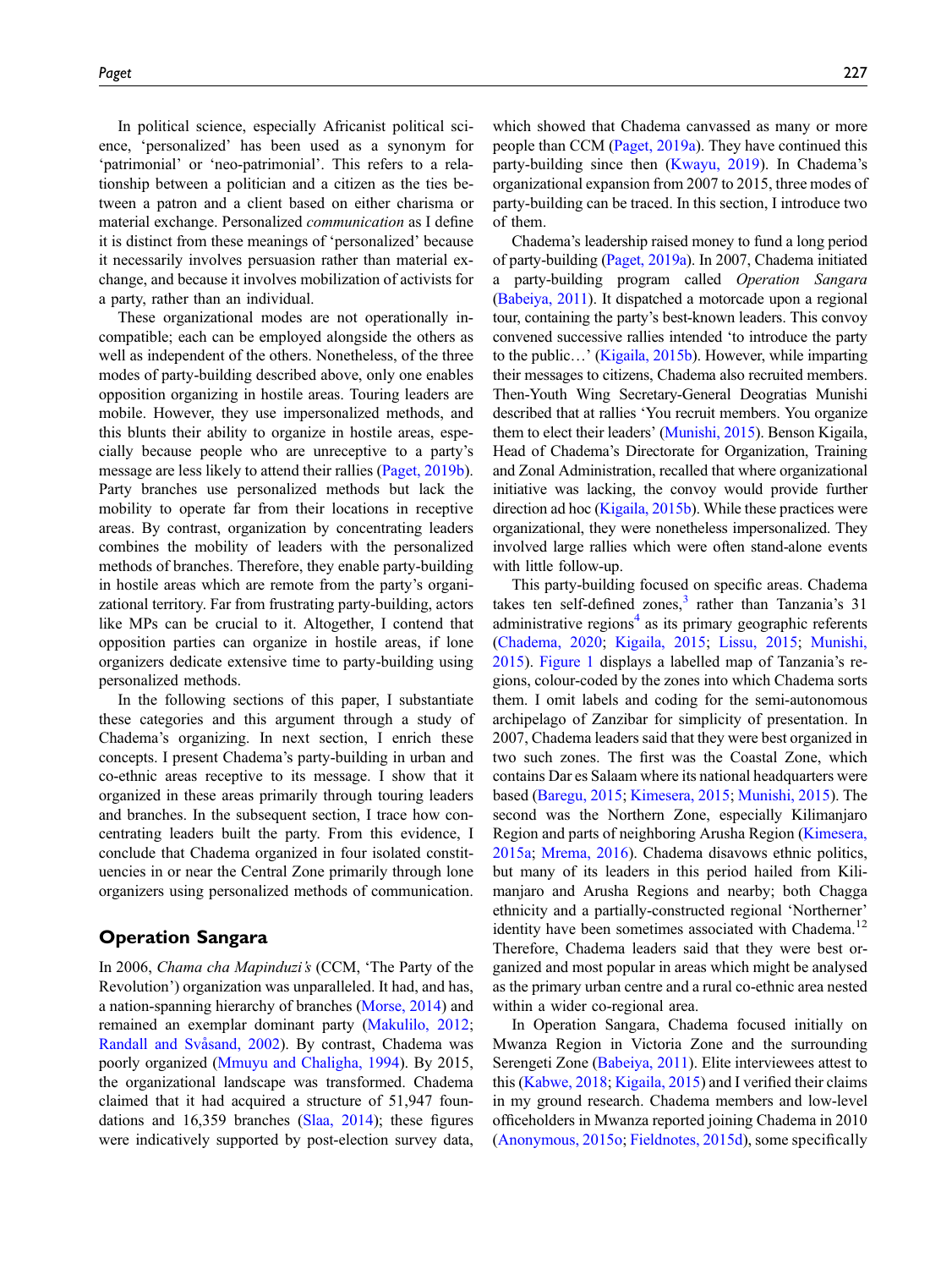In political science, especially Africanist political science, 'personalized' has been used as a synonym for 'patrimonial' or 'neo-patrimonial'. This refers to a relationship between a politician and a citizen as the ties between a patron and a client based on either charisma or material exchange. Personalized *communication* as I define it is distinct from these meanings of 'personalized' because it necessarily involves persuasion rather than material exchange, and because it involves mobilization of activists for a party, rather than an individual.

These organizational modes are not operationally incompatible; each can be employed alongside the others as well as independent of the others. Nonetheless, of the three modes of party-building described above, only one enables opposition organizing in hostile areas. Touring leaders are mobile. However, they use impersonalized methods, and this blunts their ability to organize in hostile areas, especially because people who are unreceptive to a party's message are less likely to attend their rallies (Paget, 2019b). Party branches use personalized methods but lack the mobility to operate far from their locations in receptive areas. By contrast, organization by concentrating leaders combines the mobility of leaders with the personalized methods of branches. Therefore, they enable party-building in hostile areas which are remote from the party's organizational territory. Far from frustrating party-building, actors like MPs can be crucial to it. Altogether, I contend that opposition parties can organize in hostile areas, if lone organizers dedicate extensive time to party-building using personalized methods.

In the following sections of this paper, I substantiate these categories and this argument through a study of Chadema's organizing. In next section, I enrich these concepts. I present Chadema's party-building in urban and co-ethnic areas receptive to its message. I show that it organized in these areas primarily through touring leaders and branches. In the subsequent section, I trace how concentrating leaders built the party. From this evidence, I conclude that Chadema organized in four isolated constituencies in or near the Central Zone primarily through lone organizers using personalized methods of communication.

## Operation Sangara

In 2006, *Chama cha Mapinduzi's* (CCM, 'The Party of the Revolution') organization was unparalleled. It had, and has, a nation-spanning hierarchy of branches (Morse, 2014) and remained an exemplar dominant party (Makulilo, 2012; Randall and Svåsand, 2002). By contrast, Chadema was poorly organized (Mmuyu and Chaligha, 1994). By 2015, the organizational landscape was transformed. Chadema claimed that it had acquired a structure of 51,947 foundations and 16,359 branches (Slaa, 2014); these figures were indicatively supported by post-election survey data, which showed that Chadema canvassed as many or more people than CCM (Paget, 2019a). They have continued this party-building since then (Kwayu, 2019). In Chadema's organizational expansion from 2007 to 2015, three modes of party-building can be traced. In this section, I introduce two of them.

Chadema's leadership raised money to fund a long period of party-building (Paget, 2019a). In 2007, Chadema initiated a party-building program called *Operation Sangara* (Babeiya, 2011). It dispatched a motorcade upon a regional tour, containing the party's best-known leaders. This convoy convened successive rallies intended 'to introduce the party to the public…' (Kigaila, 2015b). However, while imparting their messages to citizens, Chadema also recruited members. Then-Youth Wing Secretary-General Deogratias Munishi described that at rallies 'You recruit members. You organize them to elect their leaders' (Munishi, 2015). Benson Kigaila, Head of Chadema's Directorate for Organization, Training and Zonal Administration, recalled that where organizational initiative was lacking, the convoy would provide further direction ad hoc (Kigaila, 2015b). While these practices were organizational, they were nonetheless impersonalized. They involved large rallies which were often stand-alone events with little follow-up.

This party-building focused on specific areas. Chadema takes ten self-defined zones,[3] rather than Tanzania's 31 administrative regions[4] as its primary geographic referents (Chadema, 2020; Kigaila, 2015; Lissu, 2015; Munishi, 2015). Figure 1 displays a labelled map of Tanzania's regions, colour-coded by the zones into which Chadema sorts them. I omit labels and coding for the semi-autonomous archipelago of Zanzibar for simplicity of presentation. In 2007, Chadema leaders said that they were best organized in two such zones. The first was the Coastal Zone, which contains Dar es Salaam where its national headquarters were based (Baregu, 2015; Kimesera, 2015; Munishi, 2015). The second was the Northern Zone, especially Kilimanjaro Region and parts of neighboring Arusha Region (Kimesera, 2015a; Mrema, 2016). Chadema disavows ethnic politics, but many of its leaders in this period hailed from Kilimanjaro and Arusha Regions and nearby; both Chagga ethnicity and a partially-constructed regional 'Northerner' identity have been sometimes associated with Chadema.[12] Therefore, Chadema leaders said that they were best organized and most popular in areas which might be analysed as the primary urban centre and a rural co-ethnic area nested within a wider co-regional area.

In Operation Sangara, Chadema focused initially on Mwanza Region in Victoria Zone and the surrounding Serengeti Zone (Babeiya, 2011). Elite interviewees attest to this (Kabwe, 2018; Kigaila, 2015) and I verified their claims in my ground research. Chadema members and low-level officeholders in Mwanza reported joining Chadema in 2010 (Anonymous, 2015o; Fieldnotes, 2015d), some specifically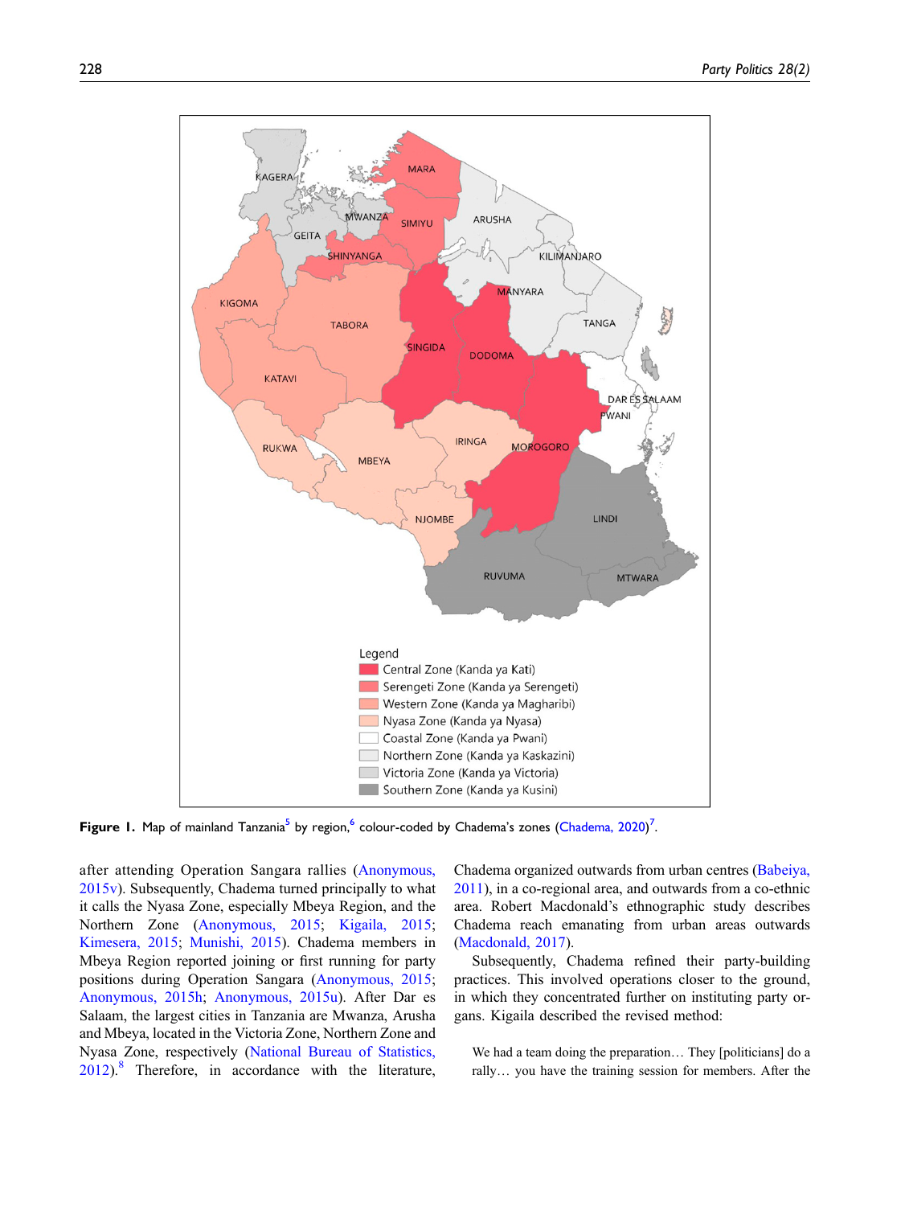**Figure 1.** Map of mainland Tanzania[5] by region,[6] colour-coded by Chadema's zones (Chadema, 2020)[7].

after attending Operation Sangara rallies (Anonymous, 2015v). Subsequently, Chadema turned principally to what it calls the Nyasa Zone, especially Mbeya Region, and the Northern Zone (Anonymous, 2015; Kigaila, 2015; Kimesera, 2015; Munishi, 2015). Chadema members in Mbeya Region reported joining or first running for party positions during Operation Sangara (Anonymous, 2015; Anonymous, 2015h; Anonymous, 2015u). After Dar es Salaam, the largest cities in Tanzania are Mwanza, Arusha and Mbeya, located in the Victoria Zone, Northern Zone and Nyasa Zone, respectively (National Bureau of Statistics, 2012).[8] Therefore, in accordance with the literature, Chadema organized outwards from urban centres (Babeiya, 2011), in a co-regional area, and outwards from a co-ethnic area. Robert Macdonald's ethnographic study describes Chadema reach emanating from urban areas outwards (Macdonald, 2017).

Subsequently, Chadema refined their party-building practices. This involved operations closer to the ground, in which they concentrated further on instituting party organs. Kigaila described the revised method:

> We had a team doing the preparation… They [politicians] do a rally… you have the training session for members. After the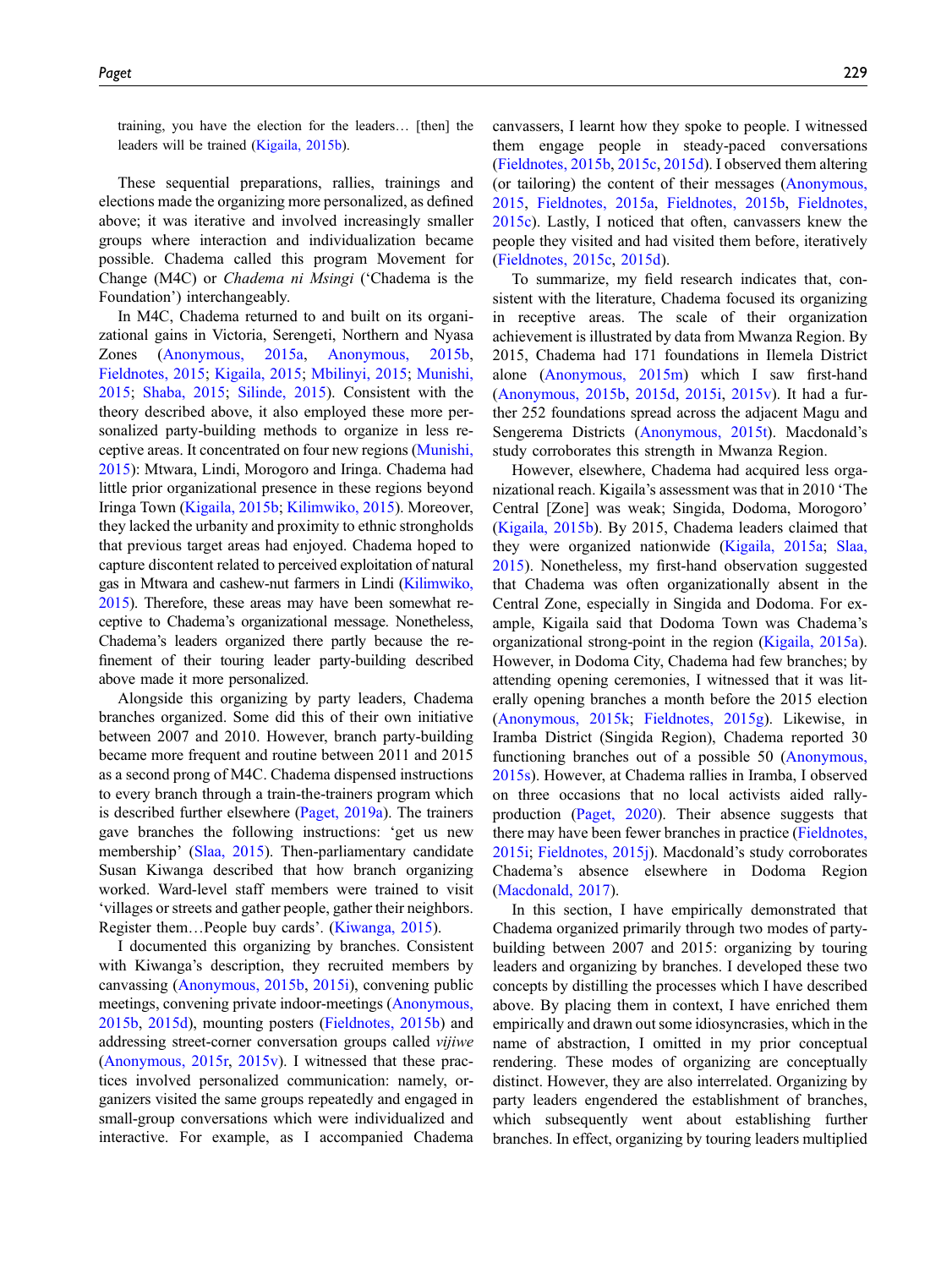training, you have the election for the leaders… [then] the leaders will be trained (Kigaila, 2015b).

These sequential preparations, rallies, trainings and elections made the organizing more personalized, as defined above; it was iterative and involved increasingly smaller groups where interaction and individualization became possible. Chadema called this program Movement for Change (M4C) or *Chadema ni Msingi* ('Chadema is the Foundation') interchangeably.

In M4C, Chadema returned to and built on its organizational gains in Victoria, Serengeti, Northern and Nyasa Zones (Anonymous, 2015a, Anonymous, 2015b, Fieldnotes, 2015; Kigaila, 2015; Mbilinyi, 2015; Munishi, 2015; Shaba, 2015; Silinde, 2015). Consistent with the theory described above, it also employed these more personalized party-building methods to organize in less receptive areas. It concentrated on four new regions (Munishi, 2015): Mtwara, Lindi, Morogoro and Iringa. Chadema had little prior organizational presence in these regions beyond Iringa Town (Kigaila, 2015b; Kilimwiko, 2015). Moreover, they lacked the urbanity and proximity to ethnic strongholds that previous target areas had enjoyed. Chadema hoped to capture discontent related to perceived exploitation of natural gas in Mtwara and cashew-nut farmers in Lindi (Kilimwiko, 2015). Therefore, these areas may have been somewhat receptive to Chadema's organizational message. Nonetheless, Chadema's leaders organized there partly because the refinement of their touring leader party-building described above made it more personalized.

Alongside this organizing by party leaders, Chadema branches organized. Some did this of their own initiative between 2007 and 2010. However, branch party-building became more frequent and routine between 2011 and 2015 as a second prong of M4C. Chadema dispensed instructions to every branch through a train-the-trainers program which is described further elsewhere (Paget, 2019a). The trainers gave branches the following instructions: 'get us new membership' (Slaa, 2015). Then-parliamentary candidate Susan Kiwanga described that how branch organizing worked. Ward-level staff members were trained to visit 'villages or streets and gather people, gather their neighbors. Register them…People buy cards'. (Kiwanga, 2015).

I documented this organizing by branches. Consistent with Kiwanga's description, they recruited members by canvassing (Anonymous, 2015b, 2015i), convening public meetings, convening private indoor-meetings (Anonymous, 2015b, 2015d), mounting posters (Fieldnotes, 2015b) and addressing street-corner conversation groups called *vijiwe* (Anonymous, 2015r, 2015v). I witnessed that these practices involved personalized communication: namely, organizers visited the same groups repeatedly and engaged in small-group conversations which were individualized and interactive. For example, as I accompanied Chadema canvassers, I learnt how they spoke to people. I witnessed them engage people in steady-paced conversations (Fieldnotes, 2015b, 2015c, 2015d). I observed them altering (or tailoring) the content of their messages (Anonymous, 2015, Fieldnotes, 2015a, Fieldnotes, 2015b, Fieldnotes, 2015c). Lastly, I noticed that often, canvassers knew the people they visited and had visited them before, iteratively (Fieldnotes, 2015c, 2015d).

To summarize, my field research indicates that, consistent with the literature, Chadema focused its organizing in receptive areas. The scale of their organization achievement is illustrated by data from Mwanza Region. By 2015, Chadema had 171 foundations in Ilemela District alone (Anonymous, 2015m) which I saw first-hand (Anonymous, 2015b, 2015d, 2015i, 2015v). It had a further 252 foundations spread across the adjacent Magu and Sengerema Districts (Anonymous, 2015t). Macdonald's study corroborates this strength in Mwanza Region.

However, elsewhere, Chadema had acquired less organizational reach. Kigaila's assessment was that in 2010 'The Central [Zone] was weak; Singida, Dodoma, Morogoro' (Kigaila, 2015b). By 2015, Chadema leaders claimed that they were organized nationwide (Kigaila, 2015a; Slaa, 2015). Nonetheless, my first-hand observation suggested that Chadema was often organizationally absent in the Central Zone, especially in Singida and Dodoma. For example, Kigaila said that Dodoma Town was Chadema's organizational strong-point in the region (Kigaila, 2015a). However, in Dodoma City, Chadema had few branches; by attending opening ceremonies, I witnessed that it was literally opening branches a month before the 2015 election (Anonymous, 2015k; Fieldnotes, 2015g). Likewise, in Iramba District (Singida Region), Chadema reported 30 functioning branches out of a possible 50 (Anonymous, 2015s). However, at Chadema rallies in Iramba, I observed on three occasions that no local activists aided rally-production (Paget, 2020). Their absence suggests that there may have been fewer branches in practice (Fieldnotes, 2015i; Fieldnotes, 2015j). Macdonald's study corroborates Chadema's absence elsewhere in Dodoma Region (Macdonald, 2017).

In this section, I have empirically demonstrated that Chadema organized primarily through two modes of party-building between 2007 and 2015: organizing by touring leaders and organizing by branches. I developed these two concepts by distilling the processes which I have described above. By placing them in context, I have enriched them empirically and drawn out some idiosyncrasies, which in the name of abstraction, I omitted in my prior conceptual rendering. These modes of organizing are conceptually distinct. However, they are also interrelated. Organizing by party leaders engendered the establishment of branches, which subsequently went about establishing further branches. In effect, organizing by touring leaders multiplied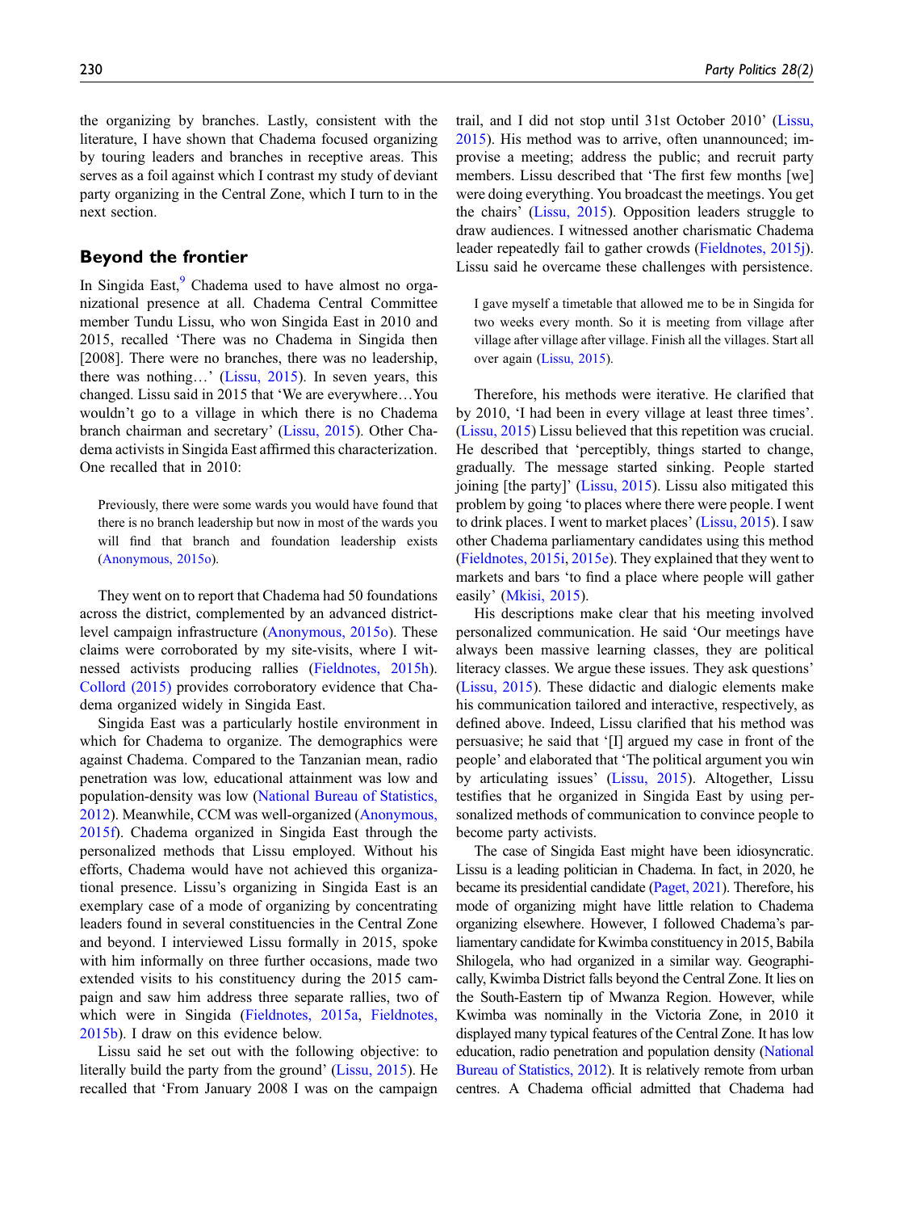the organizing by branches. Lastly, consistent with the literature, I have shown that Chadema focused organizing by touring leaders and branches in receptive areas. This serves as a foil against which I contrast my study of deviant party organizing in the Central Zone, which I turn to in the next section.

## Beyond the frontier

In Singida East,[9] Chadema used to have almost no organizational presence at all. Chadema Central Committee member Tundu Lissu, who won Singida East in 2010 and 2015, recalled 'There was no Chadema in Singida then [2008]. There were no branches, there was no leadership, there was nothing…' (Lissu, 2015). In seven years, this changed. Lissu said in 2015 that 'We are everywhere…You wouldn't go to a village in which there is no Chadema branch chairman and secretary' (Lissu, 2015). Other Chadema activists in Singida East affirmed this characterization. One recalled that in 2010:

> Previously, there were some wards you would have found that there is no branch leadership but now in most of the wards you will find that branch and foundation leadership exists (Anonymous, 2015o).

They went on to report that Chadema had 50 foundations across the district, complemented by an advanced district-level campaign infrastructure (Anonymous, 2015o). These claims were corroborated by my site-visits, where I witnessed activists producing rallies (Fieldnotes, 2015h). Collord (2015) provides corroboratory evidence that Chadema organized widely in Singida East.

Singida East was a particularly hostile environment in which for Chadema to organize. The demographics were against Chadema. Compared to the Tanzanian mean, radio penetration was low, educational attainment was low and population-density was low (National Bureau of Statistics, 2012). Meanwhile, CCM was well-organized (Anonymous, 2015f). Chadema organized in Singida East through the personalized methods that Lissu employed. Without his efforts, Chadema would have not achieved this organizational presence. Lissu's organizing in Singida East is an exemplary case of a mode of organizing by concentrating leaders found in several constituencies in the Central Zone and beyond. I interviewed Lissu formally in 2015, spoke with him informally on three further occasions, made two extended visits to his constituency during the 2015 campaign and saw him address three separate rallies, two of which were in Singida (Fieldnotes, 2015a, Fieldnotes, 2015b). I draw on this evidence below.

Lissu said he set out with the following objective: to literally build the party from the ground' (Lissu, 2015). He recalled that 'From January 2008 I was on the campaign trail, and I did not stop until 31st October 2010' (Lissu, 2015). His method was to arrive, often unannounced; improvise a meeting; address the public; and recruit party members. Lissu described that 'The first few months [we] were doing everything. You broadcast the meetings. You get the chairs' (Lissu, 2015). Opposition leaders struggle to draw audiences. I witnessed another charismatic Chadema leader repeatedly fail to gather crowds (Fieldnotes, 2015j). Lissu said he overcame these challenges with persistence.

> I gave myself a timetable that allowed me to be in Singida for two weeks every month. So it is meeting from village after village after village after village. Finish all the villages. Start all over again (Lissu, 2015).

Therefore, his methods were iterative. He clarified that by 2010, 'I had been in every village at least three times'. (Lissu, 2015) Lissu believed that this repetition was crucial. He described that 'perceptibly, things started to change, gradually. The message started sinking. People started joining [the party]' (Lissu, 2015). Lissu also mitigated this problem by going 'to places where there were people. I went to drink places. I went to market places' (Lissu, 2015). I saw other Chadema parliamentary candidates using this method (Fieldnotes, 2015i, 2015e). They explained that they went to markets and bars 'to find a place where people will gather easily' (Mkisi, 2015).

His descriptions make clear that his meeting involved personalized communication. He said 'Our meetings have always been massive learning classes, they are political literacy classes. We argue these issues. They ask questions' (Lissu, 2015). These didactic and dialogic elements make his communication tailored and interactive, respectively, as defined above. Indeed, Lissu clarified that his method was persuasive; he said that '[I] argued my case in front of the people' and elaborated that 'The political argument you win by articulating issues' (Lissu, 2015). Altogether, Lissu testifies that he organized in Singida East by using personalized methods of communication to convince people to become party activists.

The case of Singida East might have been idiosyncratic. Lissu is a leading politician in Chadema. In fact, in 2020, he became its presidential candidate (Paget, 2021). Therefore, his mode of organizing might have little relation to Chadema organizing elsewhere. However, I followed Chadema's parliamentary candidate for Kwimba constituency in 2015, Babila Shilogela, who had organized in a similar way. Geographically, Kwimba District falls beyond the Central Zone. It lies on the South-Eastern tip of Mwanza Region. However, while Kwimba was nominally in the Victoria Zone, in 2010 it displayed many typical features of the Central Zone. It has low education, radio penetration and population density (National Bureau of Statistics, 2012). It is relatively remote from urban centres. A Chadema official admitted that Chadema had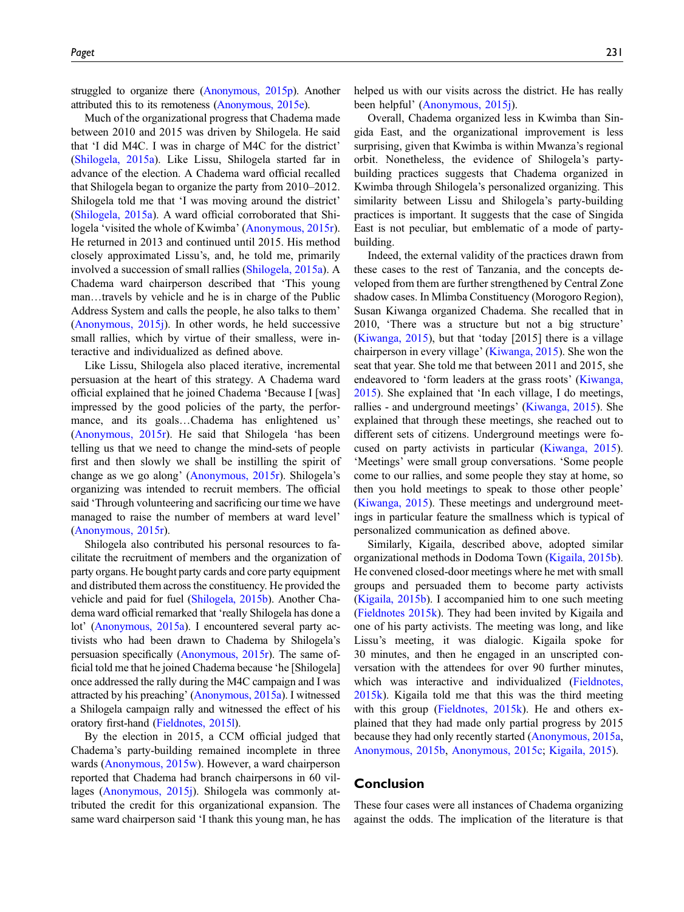struggled to organize there (Anonymous, 2015p). Another attributed this to its remoteness (Anonymous, 2015e).

Much of the organizational progress that Chadema made between 2010 and 2015 was driven by Shilogela. He said that 'I did M4C. I was in charge of M4C for the district' (Shilogela, 2015a). Like Lissu, Shilogela started far in advance of the election. A Chadema ward official recalled that Shilogela began to organize the party from 2010–2012. Shilogela told me that 'I was moving around the district' (Shilogela, 2015a). A ward official corroborated that Shilogela 'visited the whole of Kwimba' (Anonymous, 2015r). He returned in 2013 and continued until 2015. His method closely approximated Lissu's, and, he told me, primarily involved a succession of small rallies (Shilogela, 2015a). A Chadema ward chairperson described that 'This young man…travels by vehicle and he is in charge of the Public Address System and calls the people, he also talks to them' (Anonymous, 2015j). In other words, he held successive small rallies, which by virtue of their smallness, were interactive and individualized as defined above.

Like Lissu, Shilogela also placed iterative, incremental persuasion at the heart of this strategy. A Chadema ward official explained that he joined Chadema 'Because I [was] impressed by the good policies of the party, the performance, and its goals…Chadema has enlightened us' (Anonymous, 2015r). He said that Shilogela 'has been telling us that we need to change the mind-sets of people first and then slowly we shall be instilling the spirit of change as we go along' (Anonymous, 2015r). Shilogela's organizing was intended to recruit members. The official said 'Through volunteering and sacrificing our time we have managed to raise the number of members at ward level' (Anonymous, 2015r).

Shilogela also contributed his personal resources to facilitate the recruitment of members and the organization of party organs. He bought party cards and core party equipment and distributed them across the constituency. He provided the vehicle and paid for fuel (Shilogela, 2015b). Another Chadema ward official remarked that 'really Shilogela has done a lot' (Anonymous, 2015a). I encountered several party activists who had been drawn to Chadema by Shilogela's persuasion specifically (Anonymous, 2015r). The same official told me that he joined Chadema because 'he [Shilogela] once addressed the rally during the M4C campaign and I was attracted by his preaching' (Anonymous, 2015a). I witnessed a Shilogela campaign rally and witnessed the effect of his oratory first-hand (Fieldnotes, 2015l).

By the election in 2015, a CCM official judged that Chadema's party-building remained incomplete in three wards (Anonymous, 2015w). However, a ward chairperson reported that Chadema had branch chairpersons in 60 villages (Anonymous, 2015j). Shilogela was commonly attributed the credit for this organizational expansion. The same ward chairperson said 'I thank this young man, he has helped us with our visits across the district. He has really been helpful' (Anonymous, 2015j).

Overall, Chadema organized less in Kwimba than Singida East, and the organizational improvement is less surprising, given that Kwimba is within Mwanza's regional orbit. Nonetheless, the evidence of Shilogela's party-building practices suggests that Chadema organized in Kwimba through Shilogela's personalized organizing. This similarity between Lissu and Shilogela's party-building practices is important. It suggests that the case of Singida East is not peculiar, but emblematic of a mode of party-building.

Indeed, the external validity of the practices drawn from these cases to the rest of Tanzania, and the concepts developed from them are further strengthened by Central Zone shadow cases. In Mlimba Constituency (Morogoro Region), Susan Kiwanga organized Chadema. She recalled that in 2010, 'There was a structure but not a big structure' (Kiwanga, 2015), but that 'today [2015] there is a village chairperson in every village' (Kiwanga, 2015). She won the seat that year. She told me that between 2011 and 2015, she endeavored to 'form leaders at the grass roots' (Kiwanga, 2015). She explained that 'In each village, I do meetings, rallies - and underground meetings' (Kiwanga, 2015). She explained that through these meetings, she reached out to different sets of citizens. Underground meetings were focused on party activists in particular (Kiwanga, 2015). 'Meetings' were small group conversations. 'Some people come to our rallies, and some people they stay at home, so then you hold meetings to speak to those other people' (Kiwanga, 2015). These meetings and underground meetings in particular feature the smallness which is typical of personalized communication as defined above.

Similarly, Kigaila, described above, adopted similar organizational methods in Dodoma Town (Kigaila, 2015b). He convened closed-door meetings where he met with small groups and persuaded them to become party activists (Kigaila, 2015b). I accompanied him to one such meeting (Fieldnotes 2015k). They had been invited by Kigaila and one of his party activists. The meeting was long, and like Lissu's meeting, it was dialogic. Kigaila spoke for 30 minutes, and then he engaged in an unscripted conversation with the attendees for over 90 further minutes, which was interactive and individualized (Fieldnotes, 2015k). Kigaila told me that this was the third meeting with this group (Fieldnotes, 2015k). He and others explained that they had made only partial progress by 2015 because they had only recently started (Anonymous, 2015a, Anonymous, 2015b, Anonymous, 2015c; Kigaila, 2015).

## Conclusion

These four cases were all instances of Chadema organizing against the odds. The implication of the literature is that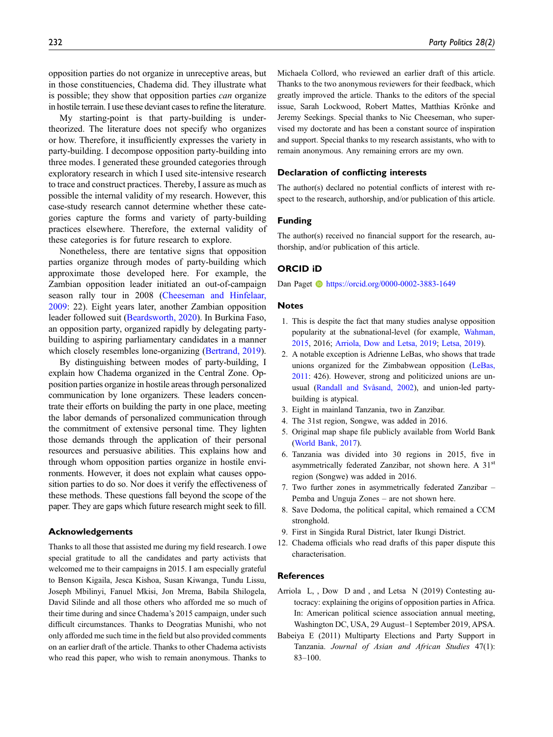opposition parties do not organize in unreceptive areas, but in those constituencies, Chadema did. They illustrate what is possible; they show that opposition parties *can* organize in hostile terrain. I use these deviant cases to refine the literature.

My starting-point is that party-building is under-theorized. The literature does not specify who organizes or how. Therefore, it insufficiently expresses the variety in party-building. I decompose opposition party-building into three modes. I generated these grounded categories through exploratory research in which I used site-intensive research to trace and construct practices. Thereby, I assure as much as possible the internal validity of my research. However, this case-study research cannot determine whether these categories capture the forms and variety of party-building practices elsewhere. Therefore, the external validity of these categories is for future research to explore.

Nonetheless, there are tentative signs that opposition parties organize through modes of party-building which approximate those developed here. For example, the Zambian opposition leader initiated an out-of-campaign season rally tour in 2008 (Cheeseman and Hinfelaar, 2009: 22). Eight years later, another Zambian opposition leader followed suit (Beardsworth, 2020). In Burkina Faso, an opposition party, organized rapidly by delegating party-building to aspiring parliamentary candidates in a manner which closely resembles lone-organizing (Bertrand, 2019).

By distinguishing between modes of party-building, I explain how Chadema organized in the Central Zone. Opposition parties organize in hostile areas through personalized communication by lone organizers. These leaders concentrate their efforts on building the party in one place, meeting the labor demands of personalized communication through the commitment of extensive personal time. They lighten those demands through the application of their personal resources and persuasive abilities. This explains how and through whom opposition parties organize in hostile environments. However, it does not explain what causes opposition parties to do so. Nor does it verify the effectiveness of these methods. These questions fall beyond the scope of the paper. They are gaps which future research might seek to fill.

## Acknowledgements

Thanks to all those that assisted me during my field research. I owe special gratitude to all the candidates and party activists that welcomed me to their campaigns in 2015. I am especially grateful to Benson Kigaila, Jesca Kishoa, Susan Kiwanga, Tundu Lissu, Joseph Mbilinyi, Fanuel Mkisi, Jon Mrema, Babila Shilogela, David Silinde and all those others who afforded me so much of their time during and since Chadema's 2015 campaign, under such difficult circumstances. Thanks to Deogratias Munishi, who not only afforded me such time in the field but also provided comments on an earlier draft of the article. Thanks to other Chadema activists who read this paper, who wish to remain anonymous. Thanks to Michaela Collord, who reviewed an earlier draft of this article. Thanks to the two anonymous reviewers for their feedback, which greatly improved the article. Thanks to the editors of the special issue, Sarah Lockwood, Robert Mattes, Matthias Krönke and Jeremy Seekings. Special thanks to Nic Cheeseman, who supervised my doctorate and has been a constant source of inspiration and support. Special thanks to my research assistants, who with to remain anonymous. Any remaining errors are my own.

## Declaration of conflicting interests

The author(s) declared no potential conflicts of interest with respect to the research, authorship, and/or publication of this article.

## Funding

The author(s) received no financial support for the research, authorship, and/or publication of this article.

## ORCID iD

Dan Paget https://orcid.org/0000-0002-3883-1649

## Notes

1. This is despite the fact that many studies analyse opposition popularity at the subnational-level (for example, Wahman, 2015, 2016; Arriola, Dow and Letsa, 2019; Letsa, 2019).
2. A notable exception is Adrienne LeBas, who shows that trade unions organized for the Zimbabwean opposition (LeBas, 2011: 426). However, strong and politicized unions are unusual (Randall and Svåsand, 2002), and union-led party-building is atypical.
3. Eight in mainland Tanzania, two in Zanzibar.
4. The 31st region, Songwe, was added in 2016.
5. Original map shape file publicly available from World Bank (World Bank, 2017).
6. Tanzania was divided into 30 regions in 2015, five in asymmetrically federated Zanzibar, not shown here. A 31st region (Songwe) was added in 2016.
7. Two further zones in asymmetrically federated Zanzibar – Pemba and Unguja Zones – are not shown here.
8. Save Dodoma, the political capital, which remained a CCM stronghold.
9. First in Singida Rural District, later Ikungi District.
12. Chadema officials who read drafts of this paper dispute this characterisation.

## References

Arriola L, , Dow D and , and Letsa N (2019) Contesting autocracy: explaining the origins of opposition parties in Africa. In: American political science association annual meeting, Washington DC, USA, 29 August–1 September 2019, APSA.

Babeiya E (2011) Multiparty Elections and Party Support in Tanzania. *Journal of Asian and African Studies* 47(1): 83–100.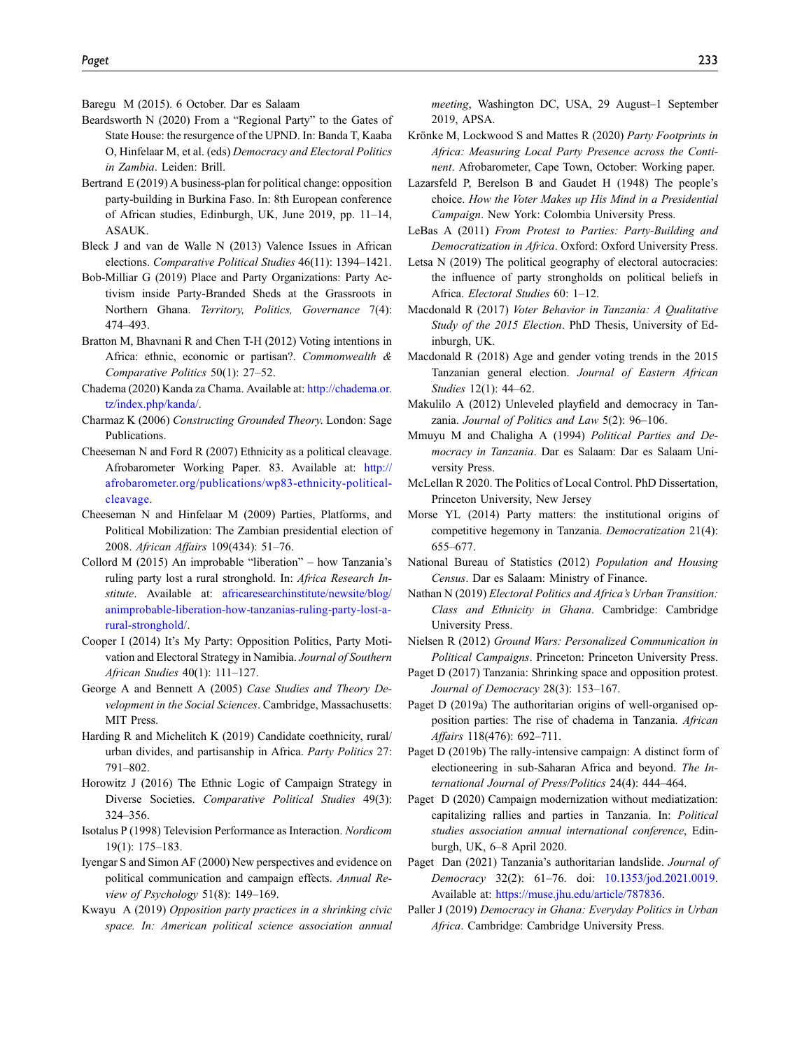Baregu M (2015). 6 October. Dar es Salaam

Beardsworth N (2020) From a "Regional Party" to the Gates of State House: the resurgence of the UPND. In: Banda T, Kaaba O, Hinfelaar M, et al. (eds) *Democracy and Electoral Politics in Zambia*. Leiden: Brill.

Bertrand E (2019) A business-plan for political change: opposition party-building in Burkina Faso. In: 8th European conference of African studies, Edinburgh, UK, June 2019, pp. 11–14, ASAUK.

Bleck J and van de Walle N (2013) Valence Issues in African elections. *Comparative Political Studies* 46(11): 1394–1421.

Bob-Milliar G (2019) Place and Party Organizations: Party Activism inside Party-Branded Sheds at the Grassroots in Northern Ghana. *Territory, Politics, Governance* 7(4): 474–493.

Bratton M, Bhavnani R and Chen T-H (2012) Voting intentions in Africa: ethnic, economic or partisan?. *Commonwealth & Comparative Politics* 50(1): 27–52.

Chadema (2020) Kanda za Chama. Available at: http://chadema.or.tz/index.php/kanda/.

Charmaz K (2006) *Constructing Grounded Theory*. London: Sage Publications.

Cheeseman N and Ford R (2007) Ethnicity as a political cleavage. Afrobarometer Working Paper. 83. Available at: http://afrobarometer.org/publications/wp83-ethnicity-political-cleavage.

Cheeseman N and Hinfelaar M (2009) Parties, Platforms, and Political Mobilization: The Zambian presidential election of 2008. *African Affairs* 109(434): 51–76.

Collord M (2015) An improbable "liberation" – how Tanzania's ruling party lost a rural stronghold. In: *Africa Research Institute*. Available at: africaresearchinstitute/newsite/blog/animprobable-liberation-how-tanzanias-ruling-party-lost-a-rural-stronghold/.

Cooper I (2014) It's My Party: Opposition Politics, Party Motivation and Electoral Strategy in Namibia. *Journal of Southern African Studies* 40(1): 111–127.

George A and Bennett A (2005) *Case Studies and Theory Development in the Social Sciences*. Cambridge, Massachusetts: MIT Press.

Harding R and Michelitch K (2019) Candidate coethnicity, rural/urban divides, and partisanship in Africa. *Party Politics* 27: 791–802.

Horowitz J (2016) The Ethnic Logic of Campaign Strategy in Diverse Societies. *Comparative Political Studies* 49(3): 324–356.

Isotalus P (1998) Television Performance as Interaction. *Nordicom* 19(1): 175–183.

Iyengar S and Simon AF (2000) New perspectives and evidence on political communication and campaign effects. *Annual Review of Psychology* 51(8): 149–169.

Kwayu A (2019) *Opposition party practices in a shrinking civic space. In: American political science association annual meeting*, Washington DC, USA, 29 August–1 September 2019, APSA.

Krönke M, Lockwood S and Mattes R (2020) *Party Footprints in Africa: Measuring Local Party Presence across the Continent*. Afrobarometer, Cape Town, October: Working paper.

Lazarsfeld P, Berelson B and Gaudet H (1948) The people's choice. *How the Voter Makes up His Mind in a Presidential Campaign*. New York: Colombia University Press.

LeBas A (2011) *From Protest to Parties: Party-Building and Democratization in Africa*. Oxford: Oxford University Press.

Letsa N (2019) The political geography of electoral autocracies: the influence of party strongholds on political beliefs in Africa. *Electoral Studies* 60: 1–12.

Macdonald R (2017) *Voter Behavior in Tanzania: A Qualitative Study of the 2015 Election*. PhD Thesis, University of Edinburgh, UK.

Macdonald R (2018) Age and gender voting trends in the 2015 Tanzanian general election. *Journal of Eastern African Studies* 12(1): 44–62.

Makulilo A (2012) Unleveled playfield and democracy in Tanzania. *Journal of Politics and Law* 5(2): 96–106.

Mmuyu M and Chaligha A (1994) *Political Parties and Democracy in Tanzania*. Dar es Salaam: Dar es Salaam University Press.

McLellan R 2020. The Politics of Local Control. PhD Dissertation, Princeton University, New Jersey

Morse YL (2014) Party matters: the institutional origins of competitive hegemony in Tanzania. *Democratization* 21(4): 655–677.

National Bureau of Statistics (2012) *Population and Housing Census*. Dar es Salaam: Ministry of Finance.

Nathan N (2019) *Electoral Politics and Africa's Urban Transition: Class and Ethnicity in Ghana*. Cambridge: Cambridge University Press.

Nielsen R (2012) *Ground Wars: Personalized Communication in Political Campaigns*. Princeton: Princeton University Press.

Paget D (2017) Tanzania: Shrinking space and opposition protest. *Journal of Democracy* 28(3): 153–167.

Paget D (2019a) The authoritarian origins of well-organised opposition parties: The rise of chadema in Tanzania. *African Affairs* 118(476): 692–711.

Paget D (2019b) The rally-intensive campaign: A distinct form of electioneering in sub-Saharan Africa and beyond. *The International Journal of Press/Politics* 24(4): 444–464.

Paget D (2020) Campaign modernization without mediatization: capitalizing rallies and parties in Tanzania. In: *Political studies association annual international conference*, Edinburgh, UK, 6–8 April 2020.

Paget Dan (2021) Tanzania's authoritarian landslide. *Journal of Democracy* 32(2): 61–76. doi: 10.1353/jod.2021.0019. Available at: https://muse.jhu.edu/article/787836.

Paller J (2019) *Democracy in Ghana: Everyday Politics in Urban Africa*. Cambridge: Cambridge University Press.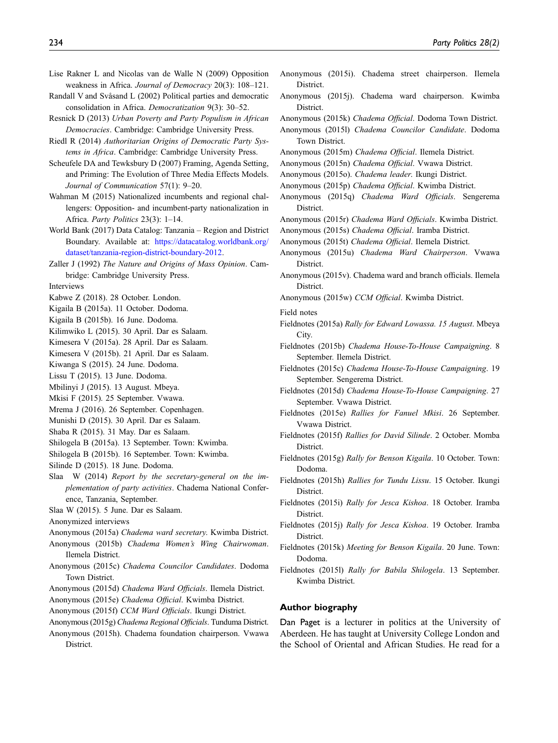Lise Rakner L and Nicolas van de Walle N (2009) Opposition weakness in Africa. *Journal of Democracy* 20(3): 108–121.

Randall V and Svåsand L (2002) Political parties and democratic consolidation in Africa. *Democratization* 9(3): 30–52.

Resnick D (2013) *Urban Poverty and Party Populism in African Democracies*. Cambridge: Cambridge University Press.

Riedl R (2014) *Authoritarian Origins of Democratic Party Systems in Africa*. Cambridge: Cambridge University Press.

Scheufele DA and Tewksbury D (2007) Framing, Agenda Setting, and Priming: The Evolution of Three Media Effects Models. *Journal of Communication* 57(1): 9–20.

Wahman M (2015) Nationalized incumbents and regional challengers: Opposition- and incumbent-party nationalization in Africa. *Party Politics* 23(3): 1–14.

World Bank (2017) Data Catalog: Tanzania – Region and District Boundary. Available at: https://datacatalog.worldbank.org/dataset/tanzania-region-district-boundary-2012.

Zaller J (1992) *The Nature and Origins of Mass Opinion*. Cambridge: Cambridge University Press.

Interviews

Kabwe Z (2018). 28 October. London.

Kigaila B (2015a). 11 October. Dodoma.

Kigaila B (2015b). 16 June. Dodoma.

Kilimwiko L (2015). 30 April. Dar es Salaam.

Kimesera V (2015a). 28 April. Dar es Salaam.

Kimesera V (2015b). 21 April. Dar es Salaam.

Kiwanga S (2015). 24 June. Dodoma.

Lissu T (2015). 13 June. Dodoma.

Mbilinyi J (2015). 13 August. Mbeya.

Mkisi F (2015). 25 September. Vwawa.

Mrema J (2016). 26 September. Copenhagen.

Munishi D (2015). 30 April. Dar es Salaam.

Shaba R (2015). 31 May. Dar es Salaam.

Shilogela B (2015a). 13 September. Town: Kwimba.

Shilogela B (2015b). 16 September. Town: Kwimba.

Silinde D (2015). 18 June. Dodoma.

Slaa W (2014) *Report by the secretary-general on the implementation of party activities*. Chadema National Conference, Tanzania, September.

Slaa W (2015). 5 June. Dar es Salaam.

Anonymized interviews

Anonymous (2015a) *Chadema ward secretary*. Kwimba District.

Anonymous (2015b) *Chadema Women's Wing Chairwoman*. Ilemela District.

Anonymous (2015c) *Chadema Councilor Candidates*. Dodoma Town District.

Anonymous (2015d) *Chadema Ward Officials*. Ilemela District.

Anonymous (2015e) *Chadema Official*. Kwimba District.

Anonymous (2015f) *CCM Ward Officials*. Ikungi District.

Anonymous (2015g) *Chadema Regional Officials*. Tunduma District.

Anonymous (2015h). Chadema foundation chairperson. Vwawa District.

Anonymous (2015i). Chadema street chairperson. Ilemela District.

Anonymous (2015j). Chadema ward chairperson. Kwimba District.

Anonymous (2015k) *Chadema Official*. Dodoma Town District.

Anonymous (2015l) *Chadema Councilor Candidate*. Dodoma Town District.

Anonymous (2015m) *Chadema Official*. Ilemela District.

Anonymous (2015n) *Chadema Official*. Vwawa District.

Anonymous (2015o). *Chadema leader*. Ikungi District.

Anonymous (2015p) *Chadema Official*. Kwimba District.

Anonymous (2015q) *Chadema Ward Officials*. Sengerema District.

Anonymous (2015r) *Chadema Ward Officials*. Kwimba District.

Anonymous (2015s) *Chadema Official*. Iramba District.

Anonymous (2015t) *Chadema Official*. Ilemela District.

Anonymous (2015u) *Chadema Ward Chairperson*. Vwawa District.

Anonymous (2015v). Chadema ward and branch officials. Ilemela District.

Anonymous (2015w) *CCM Official*. Kwimba District.

Field notes

Fieldnotes (2015a) *Rally for Edward Lowassa. 15 August*. Mbeya City.

Fieldnotes (2015b) *Chadema House-To-House Campaigning*. 8 September. Ilemela District.

Fieldnotes (2015c) *Chadema House-To-House Campaigning*. 19 September. Sengerema District.

Fieldnotes (2015d) *Chadema House-To-House Campaigning*. 27 September. Vwawa District.

Fieldnotes (2015e) *Rallies for Fanuel Mkisi*. 26 September. Vwawa District.

Fieldnotes (2015f) *Rallies for David Silinde*. 2 October. Momba District.

Fieldnotes (2015g) *Rally for Benson Kigaila*. 10 October. Town: Dodoma.

Fieldnotes (2015h) *Rallies for Tundu Lissu*. 15 October. Ikungi District.

Fieldnotes (2015i) *Rally for Jesca Kishoa*. 18 October. Iramba District.

Fieldnotes (2015j) *Rally for Jesca Kishoa*. 19 October. Iramba District.

Fieldnotes (2015k) *Meeting for Benson Kigaila*. 20 June. Town: Dodoma.

Fieldnotes (2015l) *Rally for Babila Shilogela*. 13 September. Kwimba District.

## Author biography

Dan Paget is a lecturer in politics at the University of Aberdeen. He has taught at University College London and the School of Oriental and African Studies. He read for a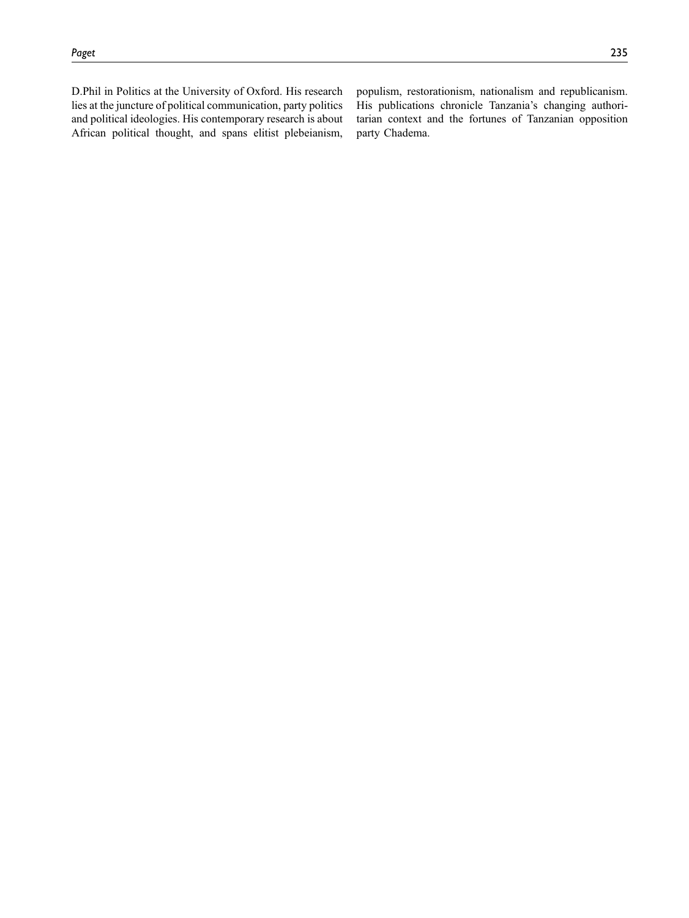D.Phil in Politics at the University of Oxford. His research lies at the juncture of political communication, party politics and political ideologies. His contemporary research is about African political thought, and spans elitist plebeianism, populism, restorationism, nationalism and republicanism. His publications chronicle Tanzania's changing authoritarian context and the fortunes of Tanzanian opposition party Chadema.